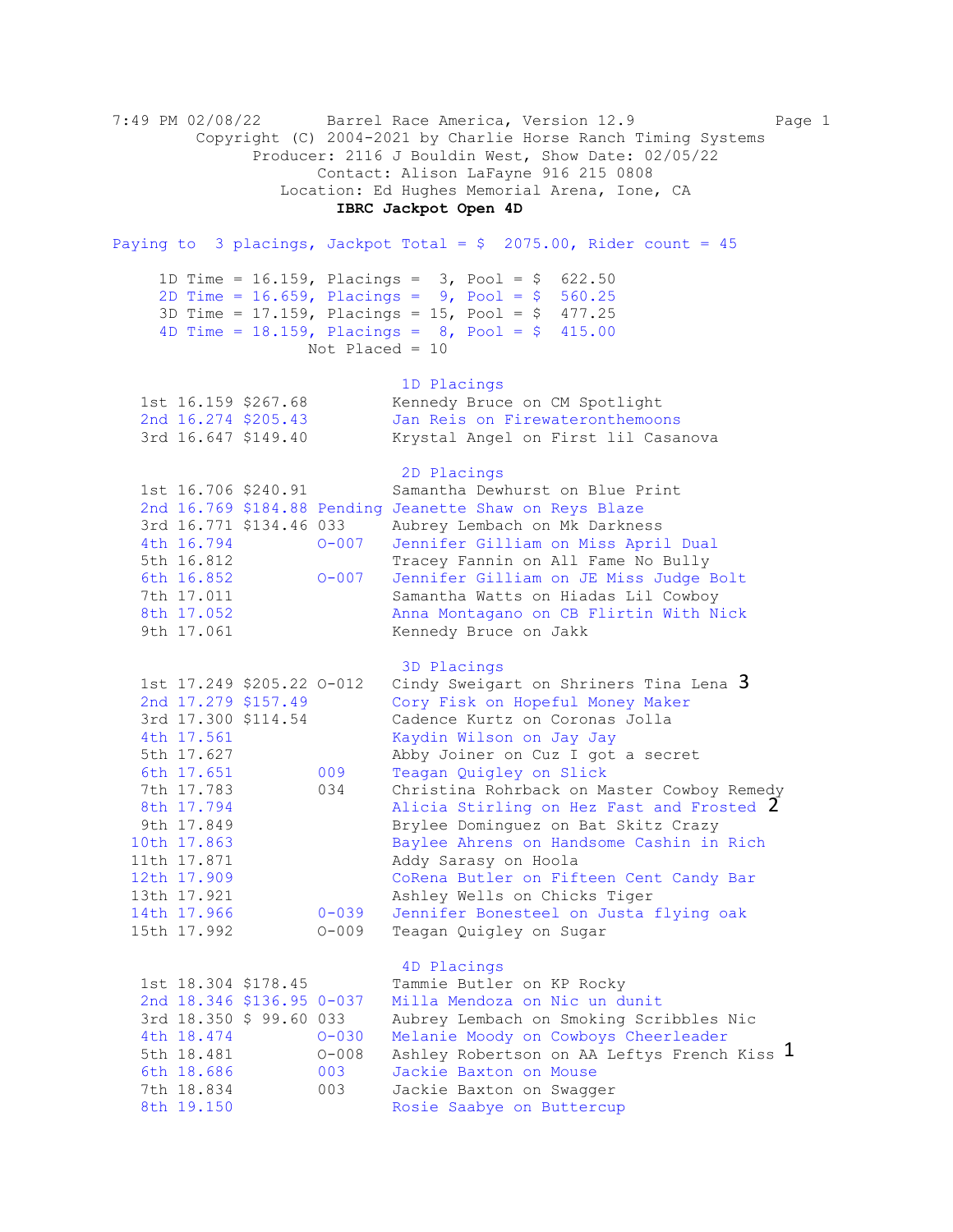7:49 PM 02/08/22 Barrel Race America, Version 12.9

Copyright (C) 2004-2021 by Charlie Horse Ranch Timing Systems

Producer: 2116 J Bouldin West, Show Date: 02/05/22

Contact: Alison LaFayne 916 215 0808

Location: Ed Hughes Memorial Arena, Ione, CA

**IBRC Jackpot Open 4D**

Paying to 3 placings, Jackpot Total = $ 2075.00, Rider count = 45

1D Time = 16.159, Placings = 3, Pool = $ 622.50
2D Time = 16.659, Placings = 9, Pool = $ 560.25
3D Time = 17.159, Placings = 15, Pool = $ 477.25
4D Time = 18.159, Placings = 8, Pool = $ 415.00
Not Placed = 10

## 1D Placings

| Place | Time | Payout | Code | Rider / Horse |
|---|---|---|---|---|
| 1st | 16.159 | $267.68 | | Kennedy Bruce on CM Spotlight |
| 2nd | 16.274 | $205.43 | | Jan Reis on Firewateronthemoons |
| 3rd | 16.647 | $149.40 | | Krystal Angel on First lil Casanova |

## 2D Placings

| Place | Time | Payout | Code | Rider / Horse |
|---|---|---|---|---|
| 1st | 16.706 | $240.91 | | Samantha Dewhurst on Blue Print |
| 2nd | 16.769 | $184.88 | Pending | Jeanette Shaw on Reys Blaze |
| 3rd | 16.771 | $134.46 | 033 | Aubrey Lembach on Mk Darkness |
| 4th | 16.794 | | O-007 | Jennifer Gilliam on Miss April Dual |
| 5th | 16.812 | | | Tracey Fannin on All Fame No Bully |
| 6th | 16.852 | | O-007 | Jennifer Gilliam on JE Miss Judge Bolt |
| 7th | 17.011 | | | Samantha Watts on Hiadas Lil Cowboy |
| 8th | 17.052 | | | Anna Montagano on CB Flirtin With Nick |
| 9th | 17.061 | | | Kennedy Bruce on Jakk |

## 3D Placings

| Place | Time | Payout | Code | Rider / Horse |
|---|---|---|---|---|
| 1st | 17.249 | $205.22 | O-012 | Cindy Sweigart on Shriners Tina Lena 3 |
| 2nd | 17.279 | $157.49 | | Cory Fisk on Hopeful Money Maker |
| 3rd | 17.300 | $114.54 | | Cadence Kurtz on Coronas Jolla |
| 4th | 17.561 | | | Kaydin Wilson on Jay Jay |
| 5th | 17.627 | | | Abby Joiner on Cuz I got a secret |
| 6th | 17.651 | | 009 | Teagan Quigley on Slick |
| 7th | 17.783 | | 034 | Christina Rohrback on Master Cowboy Remedy |
| 8th | 17.794 | | | Alicia Stirling on Hez Fast and Frosted 2 |
| 9th | 17.849 | | | Brylee Dominguez on Bat Skitz Crazy |
| 10th | 17.863 | | | Baylee Ahrens on Handsome Cashin in Rich |
| 11th | 17.871 | | | Addy Sarasy on Hoola |
| 12th | 17.909 | | | CoRena Butler on Fifteen Cent Candy Bar |
| 13th | 17.921 | | | Ashley Wells on Chicks Tiger |
| 14th | 17.966 | | 0-039 | Jennifer Bonesteel on Justa flying oak |
| 15th | 17.992 | | O-009 | Teagan Quigley on Sugar |

## 4D Placings

| Place | Time | Payout | Code | Rider / Horse |
|---|---|---|---|---|
| 1st | 18.304 | $178.45 | | Tammie Butler on KP Rocky |
| 2nd | 18.346 | $136.95 | 0-037 | Milla Mendoza on Nic un dunit |
| 3rd | 18.350 | $ 99.60 | 033 | Aubrey Lembach on Smoking Scribbles Nic |
| 4th | 18.474 | | O-030 | Melanie Moody on Cowboys Cheerleader |
| 5th | 18.481 | | O-008 | Ashley Robertson on AA Leftys French Kiss 1 |
| 6th | 18.686 | | 003 | Jackie Baxton on Mouse |
| 7th | 18.834 | | 003 | Jackie Baxton on Swagger |
| 8th | 19.150 | | | Rosie Saabye on Buttercup |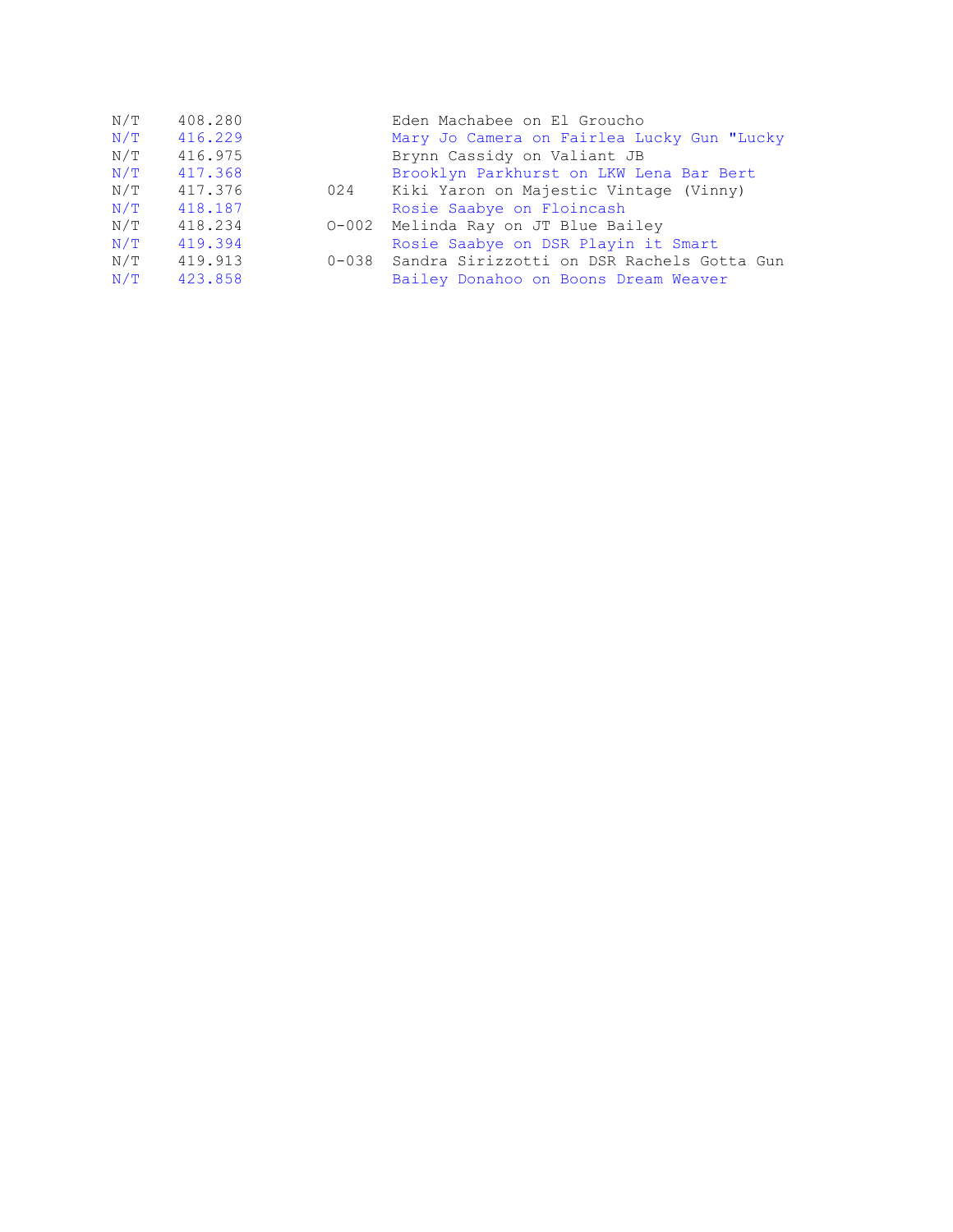| | | | |
|---|---|---|---|
| N/T | 408.280 | | Eden Machabee on El Groucho |
| N/T | 416.229 | | Mary Jo Camera on Fairlea Lucky Gun "Lucky |
| N/T | 416.975 | | Brynn Cassidy on Valiant JB |
| N/T | 417.368 | | Brooklyn Parkhurst on LKW Lena Bar Bert |
| N/T | 417.376 | 024 | Kiki Yaron on Majestic Vintage (Vinny) |
| N/T | 418.187 | | Rosie Saabye on Floincash |
| N/T | 418.234 | O-002 | Melinda Ray on JT Blue Bailey |
| N/T | 419.394 | | Rosie Saabye on DSR Playin it Smart |
| N/T | 419.913 | 0-038 | Sandra Sirizzotti on DSR Rachels Gotta Gun |
| N/T | 423.858 | | Bailey Donahoo on Boons Dream Weaver |